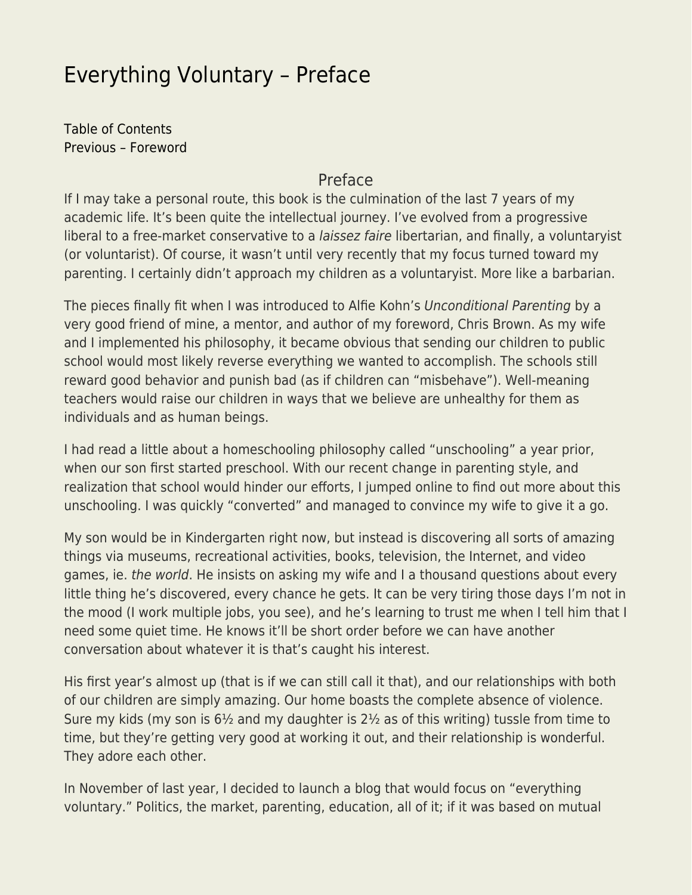# Everything Voluntary – Preface

Table of Contents
Previous – Foreword

## Preface

If I may take a personal route, this book is the culmination of the last 7 years of my academic life. It's been quite the intellectual journey. I've evolved from a progressive liberal to a free-market conservative to a *laissez faire* libertarian, and finally, a voluntaryist (or voluntarist). Of course, it wasn't until very recently that my focus turned toward my parenting. I certainly didn't approach my children as a voluntaryist. More like a barbarian.

The pieces finally fit when I was introduced to Alfie Kohn's *Unconditional Parenting* by a very good friend of mine, a mentor, and author of my foreword, Chris Brown. As my wife and I implemented his philosophy, it became obvious that sending our children to public school would most likely reverse everything we wanted to accomplish. The schools still reward good behavior and punish bad (as if children can "misbehave"). Well-meaning teachers would raise our children in ways that we believe are unhealthy for them as individuals and as human beings.

I had read a little about a homeschooling philosophy called "unschooling" a year prior, when our son first started preschool. With our recent change in parenting style, and realization that school would hinder our efforts, I jumped online to find out more about this unschooling. I was quickly "converted" and managed to convince my wife to give it a go.

My son would be in Kindergarten right now, but instead is discovering all sorts of amazing things via museums, recreational activities, books, television, the Internet, and video games, ie. *the world*. He insists on asking my wife and I a thousand questions about every little thing he's discovered, every chance he gets. It can be very tiring those days I'm not in the mood (I work multiple jobs, you see), and he's learning to trust me when I tell him that I need some quiet time. He knows it'll be short order before we can have another conversation about whatever it is that's caught his interest.

His first year's almost up (that is if we can still call it that), and our relationships with both of our children are simply amazing. Our home boasts the complete absence of violence. Sure my kids (my son is 6½ and my daughter is 2½ as of this writing) tussle from time to time, but they're getting very good at working it out, and their relationship is wonderful. They adore each other.

In November of last year, I decided to launch a blog that would focus on "everything voluntary." Politics, the market, parenting, education, all of it; if it was based on mutual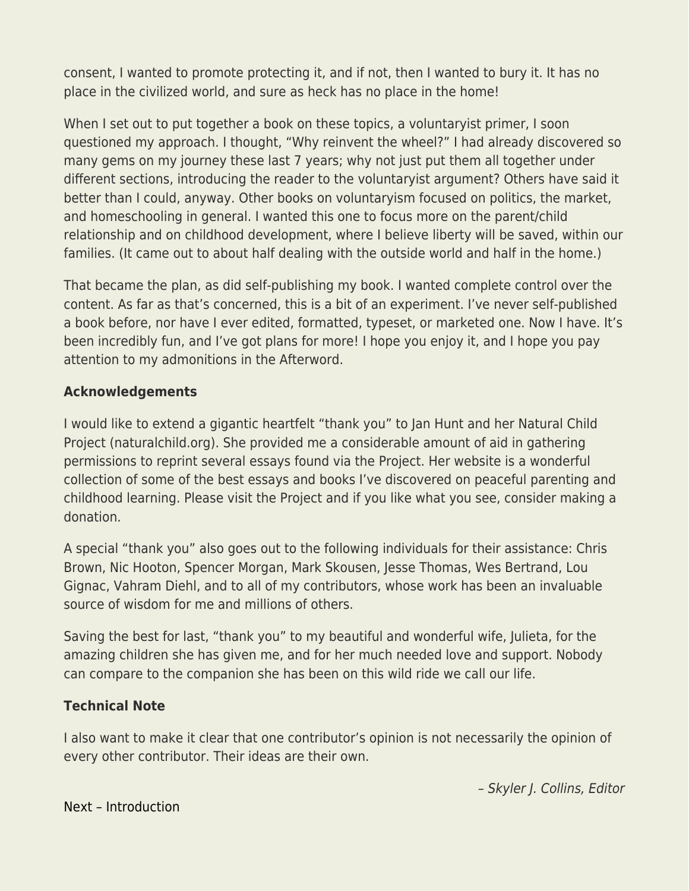consent, I wanted to promote protecting it, and if not, then I wanted to bury it. It has no place in the civilized world, and sure as heck has no place in the home!

When I set out to put together a book on these topics, a voluntaryist primer, I soon questioned my approach. I thought, "Why reinvent the wheel?" I had already discovered so many gems on my journey these last 7 years; why not just put them all together under different sections, introducing the reader to the voluntaryist argument? Others have said it better than I could, anyway. Other books on voluntaryism focused on politics, the market, and homeschooling in general. I wanted this one to focus more on the parent/child relationship and on childhood development, where I believe liberty will be saved, within our families. (It came out to about half dealing with the outside world and half in the home.)

That became the plan, as did self-publishing my book. I wanted complete control over the content. As far as that's concerned, this is a bit of an experiment. I've never self-published a book before, nor have I ever edited, formatted, typeset, or marketed one. Now I have. It's been incredibly fun, and I've got plans for more! I hope you enjoy it, and I hope you pay attention to my admonitions in the Afterword.

**Acknowledgements**

I would like to extend a gigantic heartfelt "thank you" to Jan Hunt and her Natural Child Project (naturalchild.org). She provided me a considerable amount of aid in gathering permissions to reprint several essays found via the Project. Her website is a wonderful collection of some of the best essays and books I've discovered on peaceful parenting and childhood learning. Please visit the Project and if you like what you see, consider making a donation.

A special "thank you" also goes out to the following individuals for their assistance: Chris Brown, Nic Hooton, Spencer Morgan, Mark Skousen, Jesse Thomas, Wes Bertrand, Lou Gignac, Vahram Diehl, and to all of my contributors, whose work has been an invaluable source of wisdom for me and millions of others.

Saving the best for last, "thank you" to my beautiful and wonderful wife, Julieta, for the amazing children she has given me, and for her much needed love and support. Nobody can compare to the companion she has been on this wild ride we call our life.

**Technical Note**

I also want to make it clear that one contributor's opinion is not necessarily the opinion of every other contributor. Their ideas are their own.

*– Skyler J. Collins, Editor*

Next – Introduction